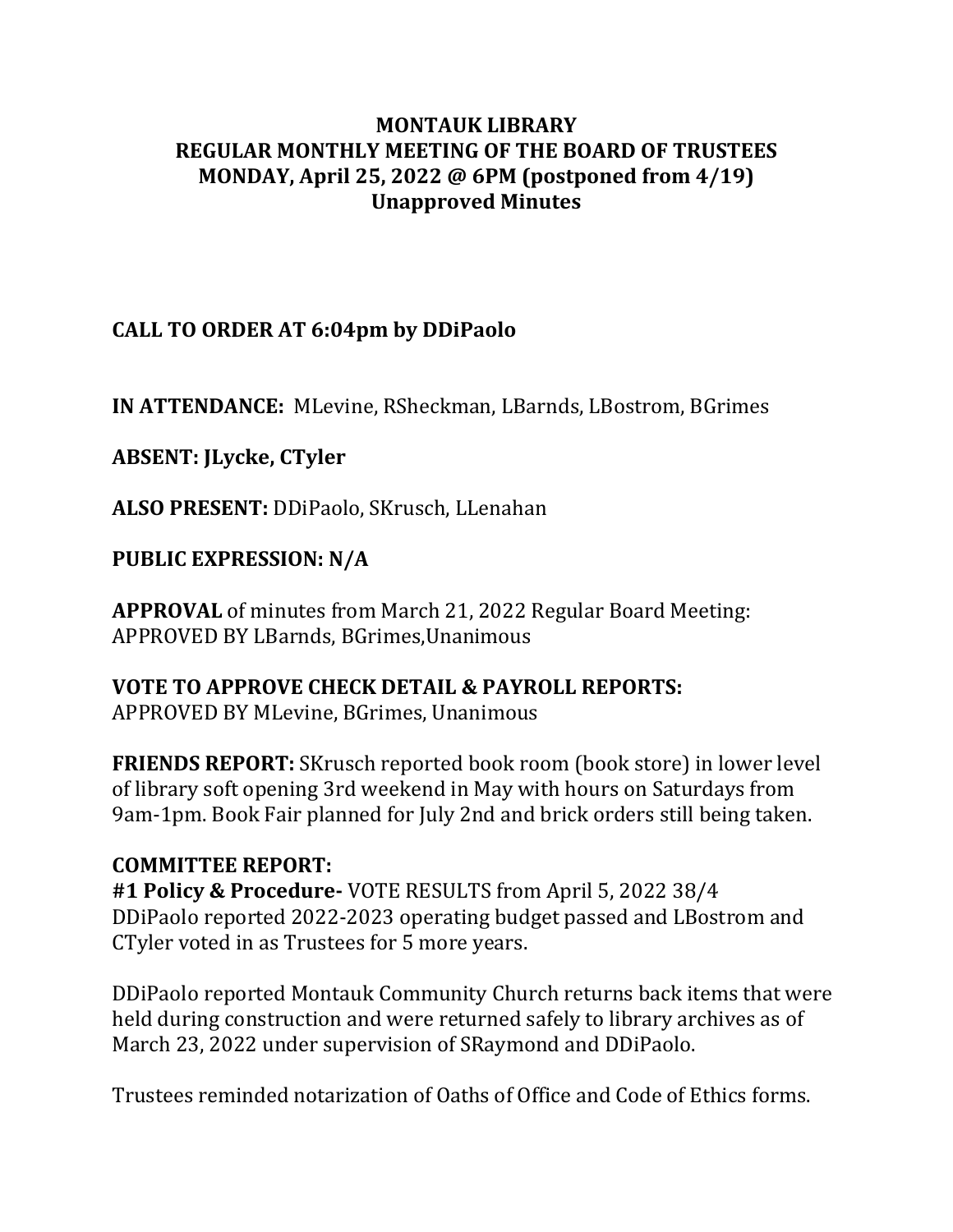**MONTAUK LIBRARY**
**REGULAR MONTHLY MEETING OF THE BOARD OF TRUSTEES**
**MONDAY, April 25, 2022 @ 6PM (postponed from 4/19)**
**Unapproved Minutes**

**CALL TO ORDER AT 6:04pm by DDiPaolo**

**IN ATTENDANCE:** MLevine, RSheckman, LBarnds, LBostrom, BGrimes

**ABSENT: JLycke, CTyler**

**ALSO PRESENT:** DDiPaolo, SKrusch, LLenahan

**PUBLIC EXPRESSION: N/A**

**APPROVAL** of minutes from March 21, 2022 Regular Board Meeting: APPROVED BY LBarnds, BGrimes,Unanimous

**VOTE TO APPROVE CHECK DETAIL & PAYROLL REPORTS:**
APPROVED BY MLevine, BGrimes, Unanimous

**FRIENDS REPORT:** SKrusch reported book room (book store) in lower level of library soft opening 3rd weekend in May with hours on Saturdays from 9am-1pm. Book Fair planned for July 2nd and brick orders still being taken.

**COMMITTEE REPORT:**
**#1 Policy & Procedure-** VOTE RESULTS from April 5, 2022 38/4
DDiPaolo reported 2022-2023 operating budget passed and LBostrom and CTyler voted in as Trustees for 5 more years.

DDiPaolo reported Montauk Community Church returns back items that were held during construction and were returned safely to library archives as of March 23, 2022 under supervision of SRaymond and DDiPaolo.

Trustees reminded notarization of Oaths of Office and Code of Ethics forms.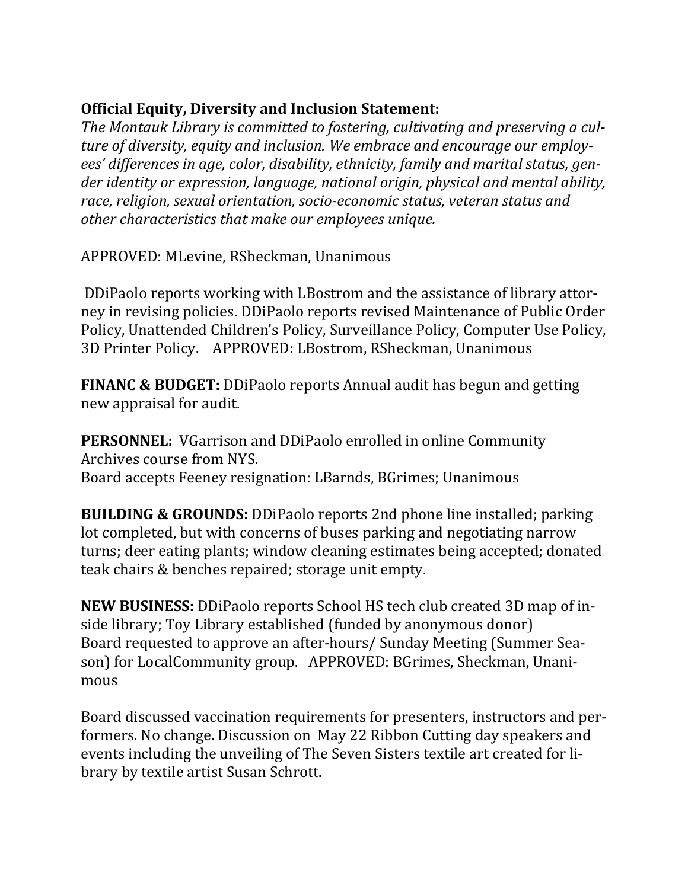**Official Equity, Diversity and Inclusion Statement:**
*The Montauk Library is committed to fostering, cultivating and preserving a culture of diversity, equity and inclusion. We embrace and encourage our employees' differences in age, color, disability, ethnicity, family and marital status, gender identity or expression, language, national origin, physical and mental ability, race, religion, sexual orientation, socio-economic status, veteran status and other characteristics that make our employees unique.*

APPROVED: MLevine, RSheckman, Unanimous

DDiPaolo reports working with LBostrom and the assistance of library attorney in revising policies. DDiPaolo reports revised Maintenance of Public Order Policy, Unattended Children's Policy, Surveillance Policy, Computer Use Policy, 3D Printer Policy. APPROVED: LBostrom, RSheckman, Unanimous

**FINANC & BUDGET:** DDiPaolo reports Annual audit has begun and getting new appraisal for audit.

**PERSONNEL:** VGarrison and DDiPaolo enrolled in online Community Archives course from NYS.
Board accepts Feeney resignation: LBarnds, BGrimes; Unanimous

**BUILDING & GROUNDS:** DDiPaolo reports 2nd phone line installed; parking lot completed, but with concerns of buses parking and negotiating narrow turns; deer eating plants; window cleaning estimates being accepted; donated teak chairs & benches repaired; storage unit empty.

**NEW BUSINESS:** DDiPaolo reports School HS tech club created 3D map of inside library; Toy Library established (funded by anonymous donor)
Board requested to approve an after-hours/ Sunday Meeting (Summer Season) for LocalCommunity group. APPROVED: BGrimes, Sheckman, Unanimous

Board discussed vaccination requirements for presenters, instructors and performers. No change. Discussion on May 22 Ribbon Cutting day speakers and events including the unveiling of The Seven Sisters textile art created for library by textile artist Susan Schrott.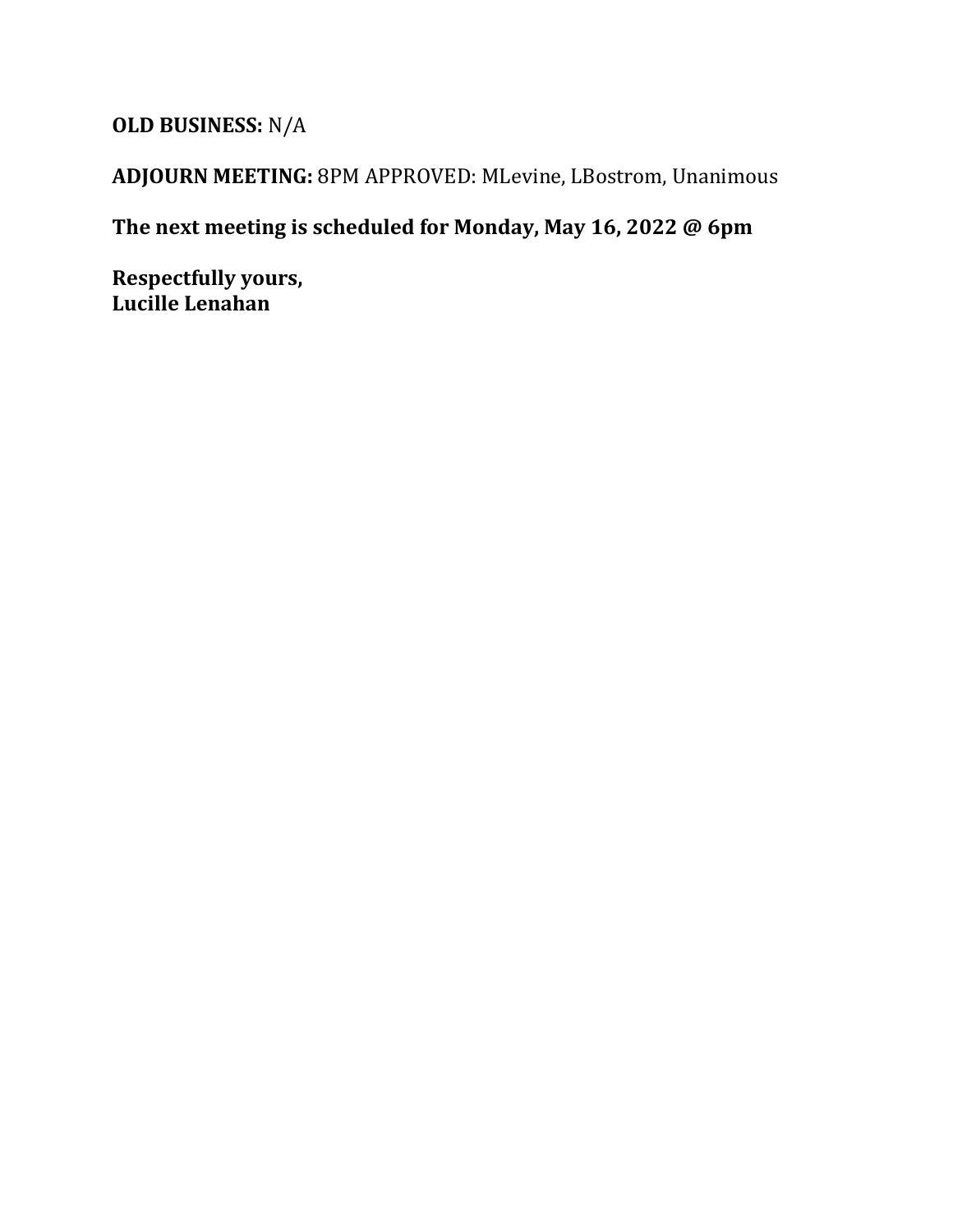**OLD BUSINESS:** N/A

**ADJOURN MEETING:** 8PM APPROVED: MLevine, LBostrom, Unanimous

**The next meeting is scheduled for Monday, May 16, 2022 @ 6pm**

**Respectfully yours,**
**Lucille Lenahan**